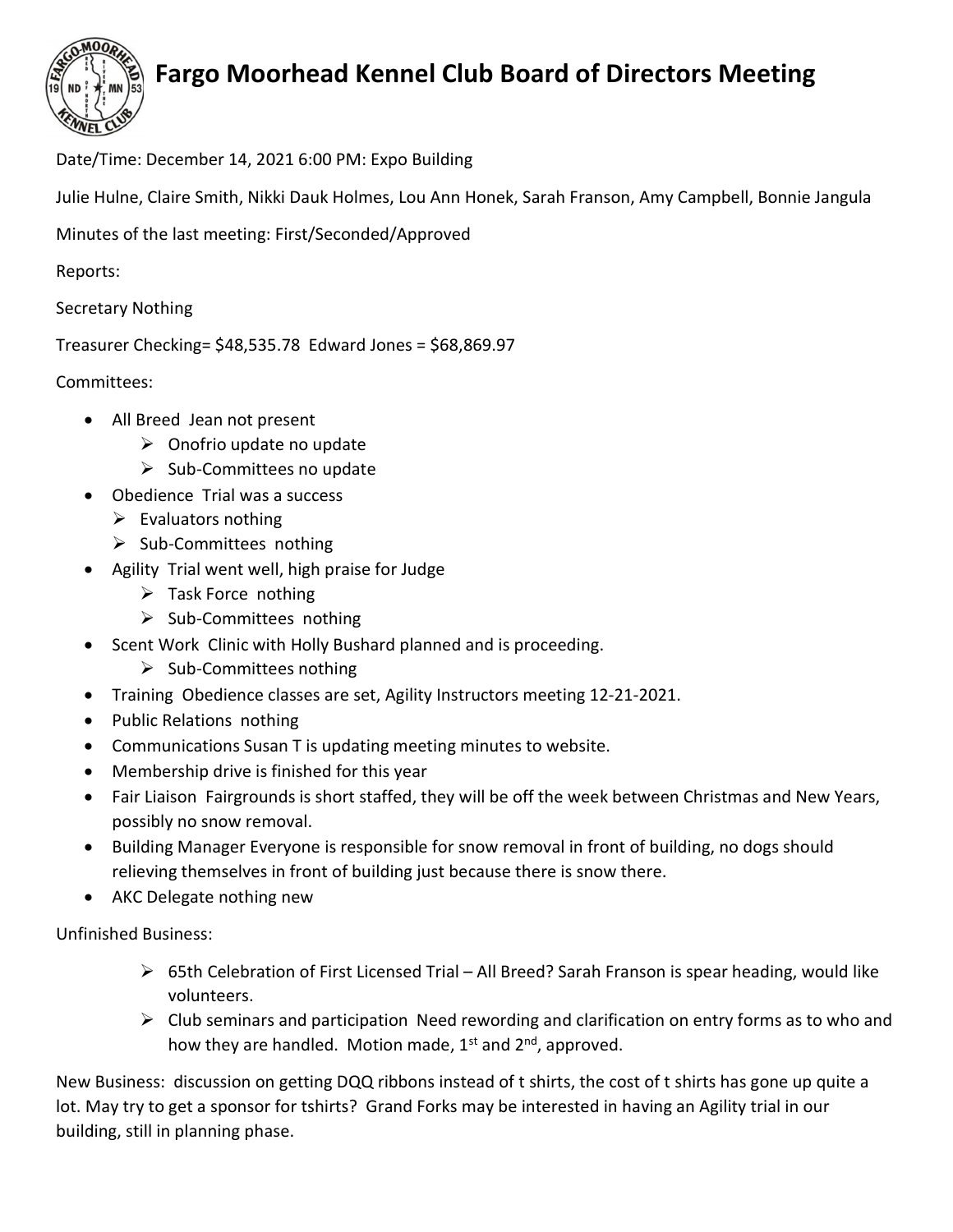# Fargo Moorhead Kennel Club Board of Directors Meeting

Date/Time: December 14, 2021 6:00 PM: Expo Building

Julie Hulne, Claire Smith, Nikki Dauk Holmes, Lou Ann Honek, Sarah Franson, Amy Campbell, Bonnie Jangula

Minutes of the last meeting: First/Seconded/Approved

Reports:

Secretary Nothing

Treasurer Checking= $48,535.78 Edward Jones = $68,869.97

Committees:

- All Breed Jean not present
  - Onofrio update no update
  - Sub-Committees no update
- Obedience Trial was a success
  - Evaluators nothing
  - Sub-Committees nothing
- Agility Trial went well, high praise for Judge
  - Task Force nothing
  - Sub-Committees nothing
- Scent Work Clinic with Holly Bushard planned and is proceeding.
  - Sub-Committees nothing
- Training Obedience classes are set, Agility Instructors meeting 12-21-2021.
- Public Relations nothing
- Communications Susan T is updating meeting minutes to website.
- Membership drive is finished for this year
- Fair Liaison Fairgrounds is short staffed, they will be off the week between Christmas and New Years, possibly no snow removal.
- Building Manager Everyone is responsible for snow removal in front of building, no dogs should relieving themselves in front of building just because there is snow there.
- AKC Delegate nothing new

Unfinished Business:

- 65th Celebration of First Licensed Trial – All Breed? Sarah Franson is spear heading, would like volunteers.
- Club seminars and participation Need rewording and clarification on entry forms as to who and how they are handled. Motion made, 1st and 2nd, approved.

New Business: discussion on getting DQQ ribbons instead of t shirts, the cost of t shirts has gone up quite a lot. May try to get a sponsor for tshirts? Grand Forks may be interested in having an Agility trial in our building, still in planning phase.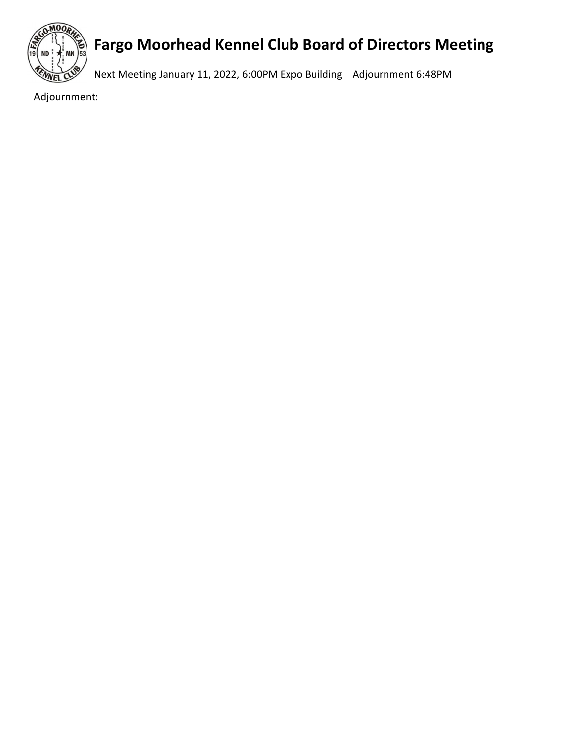# Fargo Moorhead Kennel Club Board of Directors Meeting

Next Meeting January 11, 2022, 6:00PM Expo Building    Adjournment 6:48PM

Adjournment: